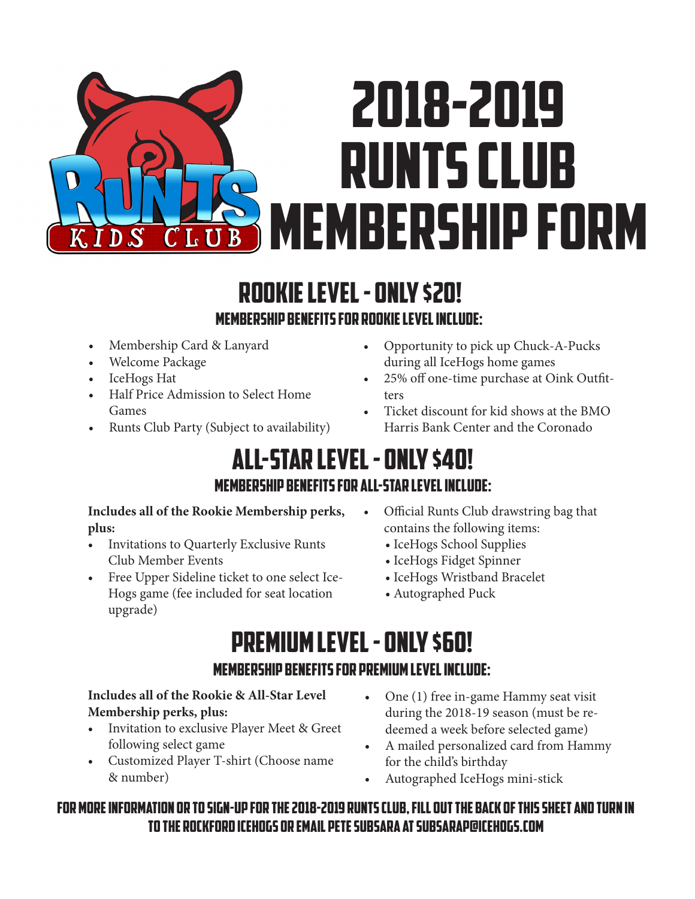# 2018-2019 Runts Club Membership Form

## Rookie Level - Only $20!

### Membership Benefits for Rookie Level Include:

- Membership Card & Lanyard
- Welcome Package
- IceHogs Hat
- Half Price Admission to Select Home Games
- Runts Club Party (Subject to availability)
- Opportunity to pick up Chuck-A-Pucks during all IceHogs home games
- 25% off one-time purchase at Oink Outfitters
- Ticket discount for kid shows at the BMO Harris Bank Center and the Coronado

## All-Star Level - Only $40!

### Membership Benefits for All-Star Level Include:

**Includes all of the Rookie Membership perks, plus:**

- Invitations to Quarterly Exclusive Runts Club Member Events
- Free Upper Sideline ticket to one select IceHogs game (fee included for seat location upgrade)
- Official Runts Club drawstring bag that contains the following items:
  - IceHogs School Supplies
  - IceHogs Fidget Spinner
  - IceHogs Wristband Bracelet
  - Autographed Puck

## Premium Level - Only $60!

### Membership Benefits for Premium Level Include:

**Includes all of the Rookie & All-Star Level Membership perks, plus:**

- Invitation to exclusive Player Meet & Greet following select game
- Customized Player T-shirt (Choose name & number)
- One (1) free in-game Hammy seat visit during the 2018-19 season (must be redeemed a week before selected game)
- A mailed personalized card from Hammy for the child's birthday
- Autographed IceHogs mini-stick

**For more information or to sign-up for the 2018-2019 Runts Club, fill out the back of this sheet and turn in to the Rockford IceHogs or email Pete Subsara at subsarap@icehogs.com**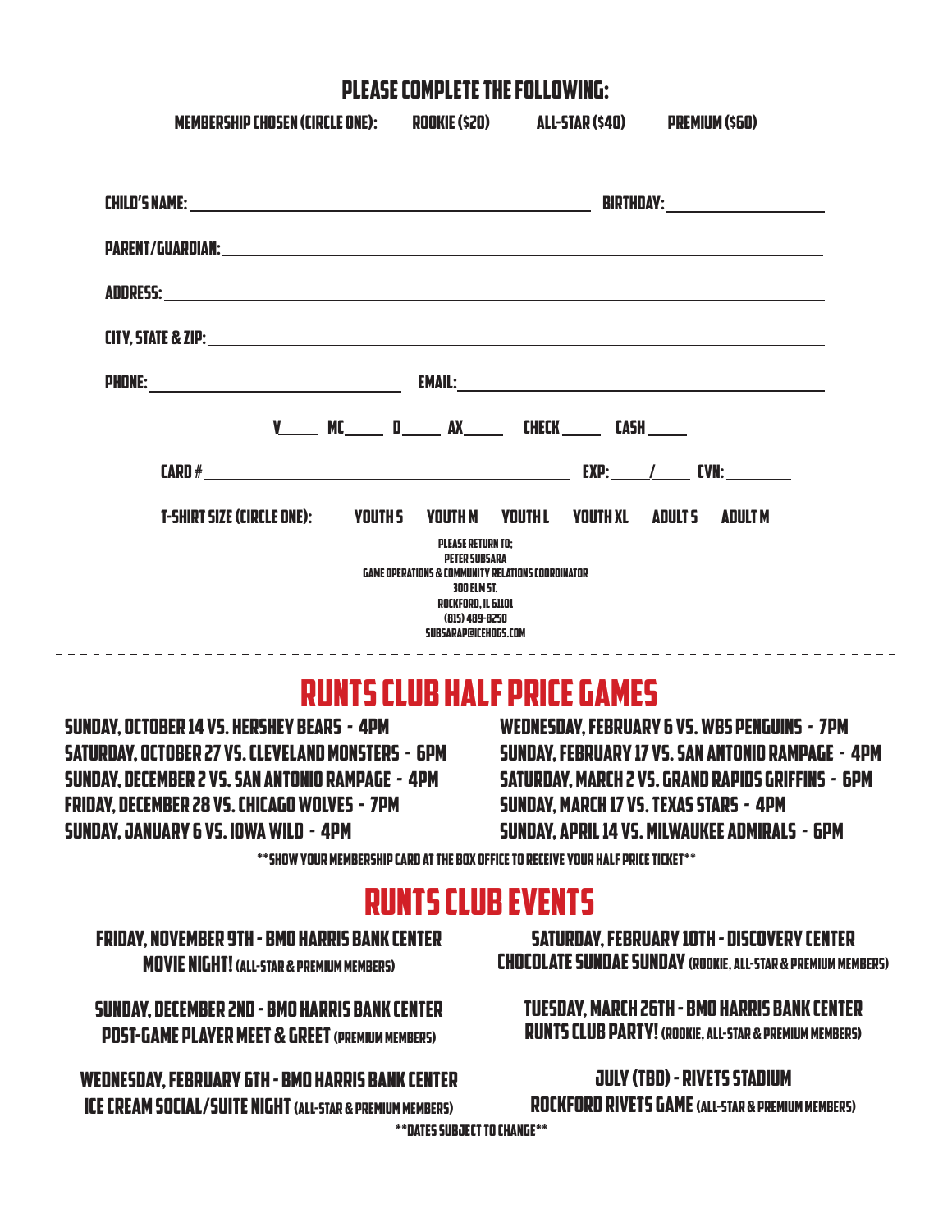## PLEASE COMPLETE THE FOLLOWING:

MEMBERSHIP CHOSEN (CIRCLE ONE): ROOKIE ($20) ALL-STAR ($40) PREMIUM ($60)

CHILD'S NAME: ______________________________ BIRTHDAY: ______________

PARENT/GUARDIAN: ______________________________

ADDRESS: ______________________________

CITY, STATE & ZIP: ______________________________

PHONE: ____________________ EMAIL: ____________________

V____ MC____ D____ AX____ CHECK____ CASH____

CARD # ______________________________ EXP: ____/____ CVN: ________

T-SHIRT SIZE (CIRCLE ONE): YOUTH S YOUTH M YOUTH L YOUTH XL ADULT S ADULT M

PLEASE RETURN TO:
PETER SUBSARA
GAME OPERATIONS & COMMUNITY RELATIONS COORDINATOR
300 ELM ST.
ROCKFORD, IL 61101
(815) 489-8250
SUBSARAP@ICEHOGS.COM

---

# RUNTS CLUB HALF PRICE GAMES

- SUNDAY, OCTOBER 14 VS. HERSHEY BEARS - 4PM
- SATURDAY, OCTOBER 27 VS. CLEVELAND MONSTERS - 6PM
- SUNDAY, DECEMBER 2 VS. SAN ANTONIO RAMPAGE - 4PM
- FRIDAY, DECEMBER 28 VS. CHICAGO WOLVES - 7PM
- SUNDAY, JANUARY 6 VS. IOWA WILD - 4PM
- WEDNESDAY, FEBRUARY 6 VS. WBS PENGUINS - 7PM
- SUNDAY, FEBRUARY 17 VS. SAN ANTONIO RAMPAGE - 4PM
- SATURDAY, MARCH 2 VS. GRAND RAPIDS GRIFFINS - 6PM
- SUNDAY, MARCH 17 VS. TEXAS STARS - 4PM
- SUNDAY, APRIL 14 VS. MILWAUKEE ADMIRALS - 6PM

**SHOW YOUR MEMBERSHIP CARD AT THE BOX OFFICE TO RECEIVE YOUR HALF PRICE TICKET**

# RUNTS CLUB EVENTS

FRIDAY, NOVEMBER 9TH - BMO HARRIS BANK CENTER
MOVIE NIGHT! (ALL-STAR & PREMIUM MEMBERS)

SUNDAY, DECEMBER 2ND - BMO HARRIS BANK CENTER
POST-GAME PLAYER MEET & GREET (PREMIUM MEMBERS)

WEDNESDAY, FEBRUARY 6TH - BMO HARRIS BANK CENTER
ICE CREAM SOCIAL/SUITE NIGHT (ALL-STAR & PREMIUM MEMBERS)

SATURDAY, FEBRUARY 10TH - DISCOVERY CENTER
CHOCOLATE SUNDAE SUNDAY (ROOKIE, ALL-STAR & PREMIUM MEMBERS)

TUESDAY, MARCH 26TH - BMO HARRIS BANK CENTER
RUNTS CLUB PARTY! (ROOKIE, ALL-STAR & PREMIUM MEMBERS)

JULY (TBD) - RIVETS STADIUM
ROCKFORD RIVETS GAME (ALL-STAR & PREMIUM MEMBERS)

**DATES SUBJECT TO CHANGE**